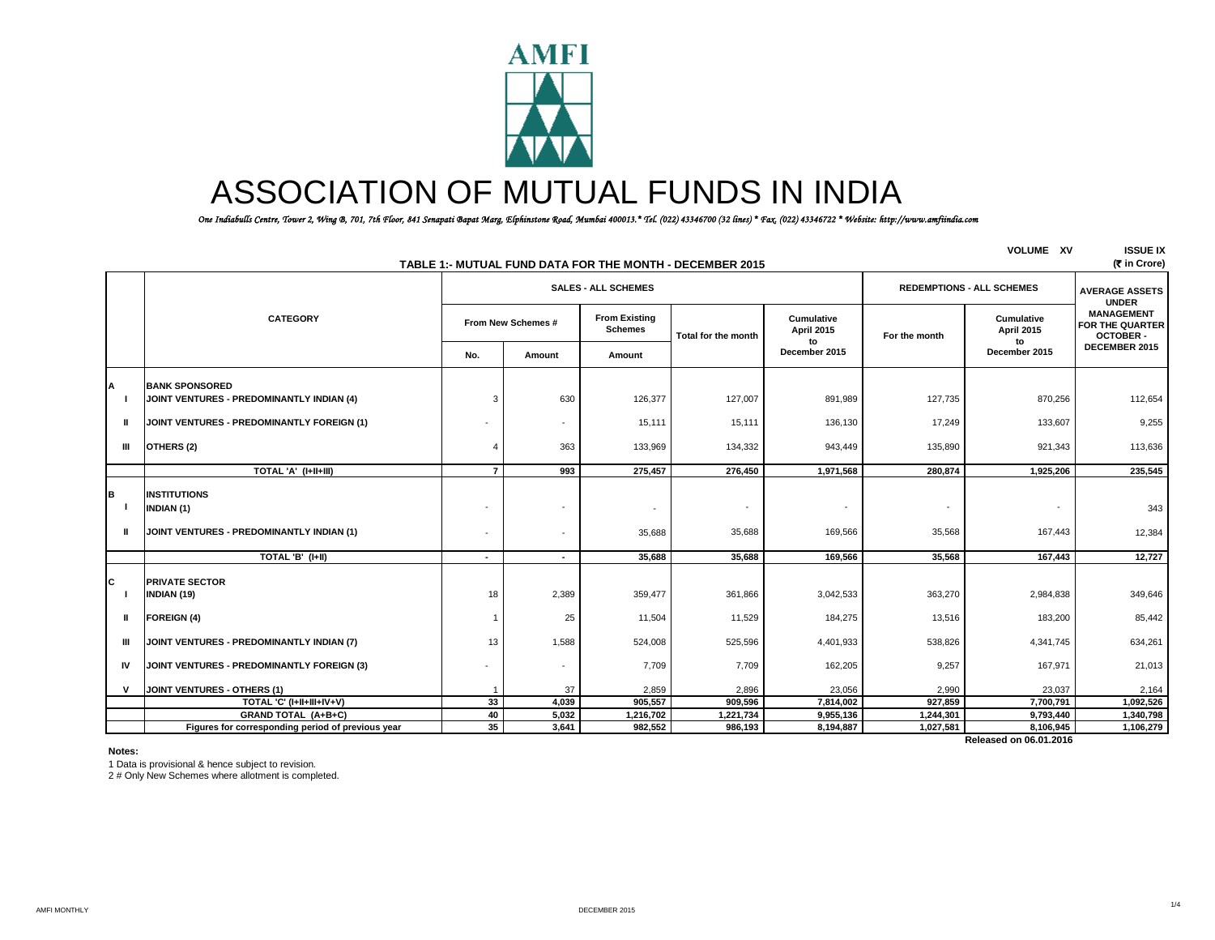# ASSOCIATION OF MUTUAL FUNDS IN INDIA

*One Indiabulls Centre, Tower 2, Wing B, 701, 7th Floor, 841 Senapati Bapat Marg, Elphinstone Road, Mumbai 400013.* Tel. (022) 43346700 (32 lines) * Fax. (022) 43346722 * Website: http://www.amfiindia.com*

VOLUME XV ISSUE IX

## TABLE 1:- MUTUAL FUND DATA FOR THE MONTH - DECEMBER 2015

(₹ in Crore)

| | CATEGORY | SALES - ALL SCHEMES | | | | | REDEMPTIONS - ALL SCHEMES | | AVERAGE ASSETS UNDER MANAGEMENT FOR THE QUARTER OCTOBER - DECEMBER 2015 |
|---|---|---|---|---|---|---|---|---|---|
| | | From New Schemes # | | From Existing Schemes | Total for the month | Cumulative April 2015 to December 2015 | For the month | Cumulative April 2015 to December 2015 | |
| | | No. | Amount | Amount | | | | | |
| **A** | **BANK SPONSORED** | | | | | | | | |
| I | JOINT VENTURES - PREDOMINANTLY INDIAN (4) | 3 | 630 | 126,377 | 127,007 | 891,989 | 127,735 | 870,256 | 112,654 |
| II | JOINT VENTURES - PREDOMINANTLY FOREIGN (1) | - | - | 15,111 | 15,111 | 136,130 | 17,249 | 133,607 | 9,255 |
| III | OTHERS (2) | 4 | 363 | 133,969 | 134,332 | 943,449 | 135,890 | 921,343 | 113,636 |
| | **TOTAL 'A' (I+II+III)** | **7** | **993** | **275,457** | **276,450** | **1,971,568** | **280,874** | **1,925,206** | **235,545** |
| **B** | **INSTITUTIONS** | | | | | | | | |
| I | INDIAN (1) | - | - | - | - | - | - | - | 343 |
| II | JOINT VENTURES - PREDOMINANTLY INDIAN (1) | - | - | 35,688 | 35,688 | 169,566 | 35,568 | 167,443 | 12,384 |
| | **TOTAL 'B' (I+II)** | **-** | **-** | **35,688** | **35,688** | **169,566** | **35,568** | **167,443** | **12,727** |
| **C** | **PRIVATE SECTOR** | | | | | | | | |
| I | INDIAN (19) | 18 | 2,389 | 359,477 | 361,866 | 3,042,533 | 363,270 | 2,984,838 | 349,646 |
| II | FOREIGN (4) | 1 | 25 | 11,504 | 11,529 | 184,275 | 13,516 | 183,200 | 85,442 |
| III | JOINT VENTURES - PREDOMINANTLY INDIAN (7) | 13 | 1,588 | 524,008 | 525,596 | 4,401,933 | 538,826 | 4,341,745 | 634,261 |
| IV | JOINT VENTURES - PREDOMINANTLY FOREIGN (3) | - | - | 7,709 | 7,709 | 162,205 | 9,257 | 167,971 | 21,013 |
| V | JOINT VENTURES - OTHERS (1) | 1 | 37 | 2,859 | 2,896 | 23,056 | 2,990 | 23,037 | 2,164 |
| | **TOTAL 'C' (I+II+III+IV+V)** | **33** | **4,039** | **905,557** | **909,596** | **7,814,002** | **927,859** | **7,700,791** | **1,092,526** |
| | **GRAND TOTAL (A+B+C)** | **40** | **5,032** | **1,216,702** | **1,221,734** | **9,955,136** | **1,244,301** | **9,793,440** | **1,340,798** |
| | **Figures for corresponding period of previous year** | **35** | **3,641** | **982,552** | **986,193** | **8,194,887** | **1,027,581** | **8,106,945** | **1,106,279** |

**Released on 06.01.2016**

**Notes:**

1 Data is provisional & hence subject to revision.

2 # Only New Schemes where allotment is completed.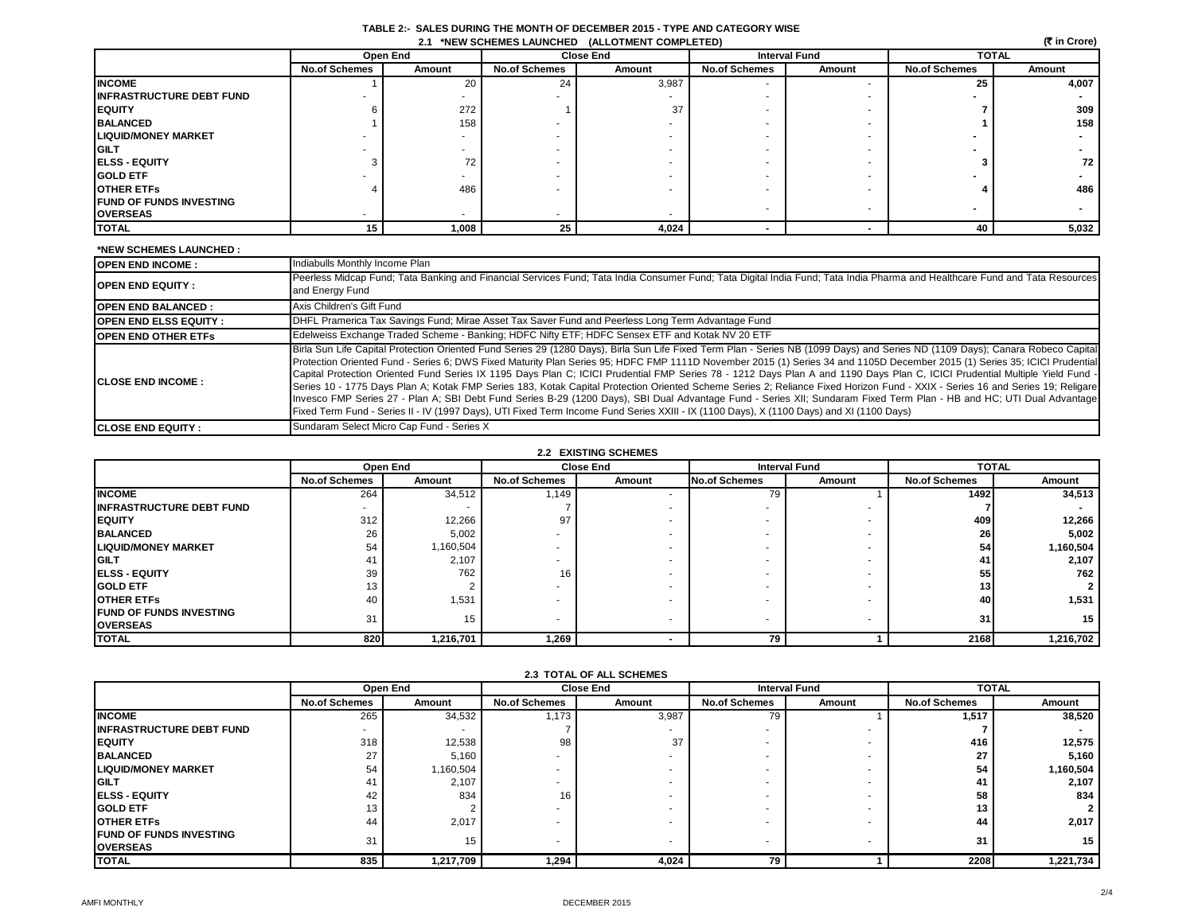## TABLE 2:- SALES DURING THE MONTH OF DECEMBER 2015 - TYPE AND CATEGORY WISE

### 2.1 *NEW SCHEMES LAUNCHED (ALLOTMENT COMPLETED)

(₹ in Crore)

| | Open End | | Close End | | Interval Fund | | TOTAL | |
|---|---|---|---|---|---|---|---|---|
| | No.of Schemes | Amount | No.of Schemes | Amount | No.of Schemes | Amount | No.of Schemes | Amount |
| INCOME | 1 | 20 | 24 | 3,987 | - | - | 25 | 4,007 |
| INFRASTRUCTURE DEBT FUND | - | - | - | - | - | - | - | - |
| EQUITY | 6 | 272 | 1 | 37 | - | - | 7 | 309 |
| BALANCED | 1 | 158 | - | - | - | - | 1 | 158 |
| LIQUID/MONEY MARKET | - | - | - | - | - | - | - | - |
| GILT | - | - | - | - | - | - | - | - |
| ELSS - EQUITY | 3 | 72 | - | - | - | - | 3 | 72 |
| GOLD ETF | - | - | - | - | - | - | - | - |
| OTHER ETFs | 4 | 486 | - | - | - | - | 4 | 486 |
| FUND OF FUNDS INVESTING OVERSEAS | - | - | - | - | - | - | - | - |
| TOTAL | 15 | 1,008 | 25 | 4,024 | - | - | 40 | 5,032 |

**\*NEW SCHEMES LAUNCHED :**

| | |
|---|---|
| OPEN END INCOME : | Indiabulls Monthly Income Plan |
| OPEN END EQUITY : | Peerless Midcap Fund; Tata Banking and Financial Services Fund; Tata India Consumer Fund; Tata Digital India Fund; Tata India Pharma and Healthcare Fund and Tata Resources and Energy Fund |
| OPEN END BALANCED : | Axis Children's Gift Fund |
| OPEN END ELSS EQUITY : | DHFL Pramerica Tax Savings Fund; Mirae Asset Tax Saver Fund and Peerless Long Term Advantage Fund |
| OPEN END OTHER ETFs | Edelweiss Exchange Traded Scheme - Banking; HDFC Nifty ETF; HDFC Sensex ETF and Kotak NV 20 ETF |
| CLOSE END INCOME : | Birla Sun Life Capital Protection Oriented Fund Series 29 (1280 Days), Birla Sun Life Fixed Term Plan - Series NB (1099 Days) and Series ND (1109 Days); Canara Robeco Capital Protection Oriented Fund - Series 6; DWS Fixed Maturity Plan Series 95; HDFC FMP 1111D November 2015 (1) Series 34 and 1105D December 2015 (1) Series 35; ICICI Prudential Capital Protection Oriented Fund Series IX 1195 Days Plan C; ICICI Prudential FMP Series 78 - 1212 Days Plan A and 1190 Days Plan C, ICICI Prudential Multiple Yield Fund - Series 10 - 1775 Days Plan A; Kotak FMP Series 183, Kotak Capital Protection Oriented Scheme Series 2; Reliance Fixed Horizon Fund - XXIX - Series 16 and Series 19; Religare Invesco FMP Series 27 - Plan A; SBI Debt Fund Series B-29 (1200 Days), SBI Dual Advantage Fund - Series XII; Sundaram Fixed Term Plan - HB and HC; UTI Dual Advantage Fixed Term Fund - Series II - IV (1997 Days), UTI Fixed Term Income Fund Series XXIII - IX (1100 Days), X (1100 Days) and XI (1100 Days) |
| CLOSE END EQUITY : | Sundaram Select Micro Cap Fund - Series X |

### 2.2 EXISTING SCHEMES

| | Open End | | Close End | | Interval Fund | | TOTAL | |
|---|---|---|---|---|---|---|---|---|
| | No.of Schemes | Amount | No.of Schemes | Amount | No.of Schemes | Amount | No.of Schemes | Amount |
| INCOME | 264 | 34,512 | 1,149 | - | 79 | 1 | 1492 | 34,513 |
| INFRASTRUCTURE DEBT FUND | - | - | 7 | - | - | - | 7 | - |
| EQUITY | 312 | 12,266 | 97 | - | - | - | 409 | 12,266 |
| BALANCED | 26 | 5,002 | - | - | - | - | 26 | 5,002 |
| LIQUID/MONEY MARKET | 54 | 1,160,504 | - | - | - | - | 54 | 1,160,504 |
| GILT | 41 | 2,107 | - | - | - | - | 41 | 2,107 |
| ELSS - EQUITY | 39 | 762 | 16 | - | - | - | 55 | 762 |
| GOLD ETF | 13 | 2 | - | - | - | - | 13 | 2 |
| OTHER ETFs | 40 | 1,531 | - | - | - | - | 40 | 1,531 |
| FUND OF FUNDS INVESTING OVERSEAS | 31 | 15 | - | - | - | - | 31 | 15 |
| TOTAL | 820 | 1,216,701 | 1,269 | - | 79 | 1 | 2168 | 1,216,702 |

### 2.3 TOTAL OF ALL SCHEMES

| | Open End | | Close End | | Interval Fund | | TOTAL | |
|---|---|---|---|---|---|---|---|---|
| | No.of Schemes | Amount | No.of Schemes | Amount | No.of Schemes | Amount | No.of Schemes | Amount |
| INCOME | 265 | 34,532 | 1,173 | 3,987 | 79 | 1 | 1,517 | 38,520 |
| INFRASTRUCTURE DEBT FUND | - | - | 7 | - | - | - | 7 | - |
| EQUITY | 318 | 12,538 | 98 | 37 | - | - | 416 | 12,575 |
| BALANCED | 27 | 5,160 | - | - | - | - | 27 | 5,160 |
| LIQUID/MONEY MARKET | 54 | 1,160,504 | - | - | - | - | 54 | 1,160,504 |
| GILT | 41 | 2,107 | - | - | - | - | 41 | 2,107 |
| ELSS - EQUITY | 42 | 834 | 16 | - | - | - | 58 | 834 |
| GOLD ETF | 13 | 2 | - | - | - | - | 13 | 2 |
| OTHER ETFs | 44 | 2,017 | - | - | - | - | 44 | 2,017 |
| FUND OF FUNDS INVESTING OVERSEAS | 31 | 15 | - | - | - | - | 31 | 15 |
| TOTAL | 835 | 1,217,709 | 1,294 | 4,024 | 79 | 1 | 2208 | 1,221,734 |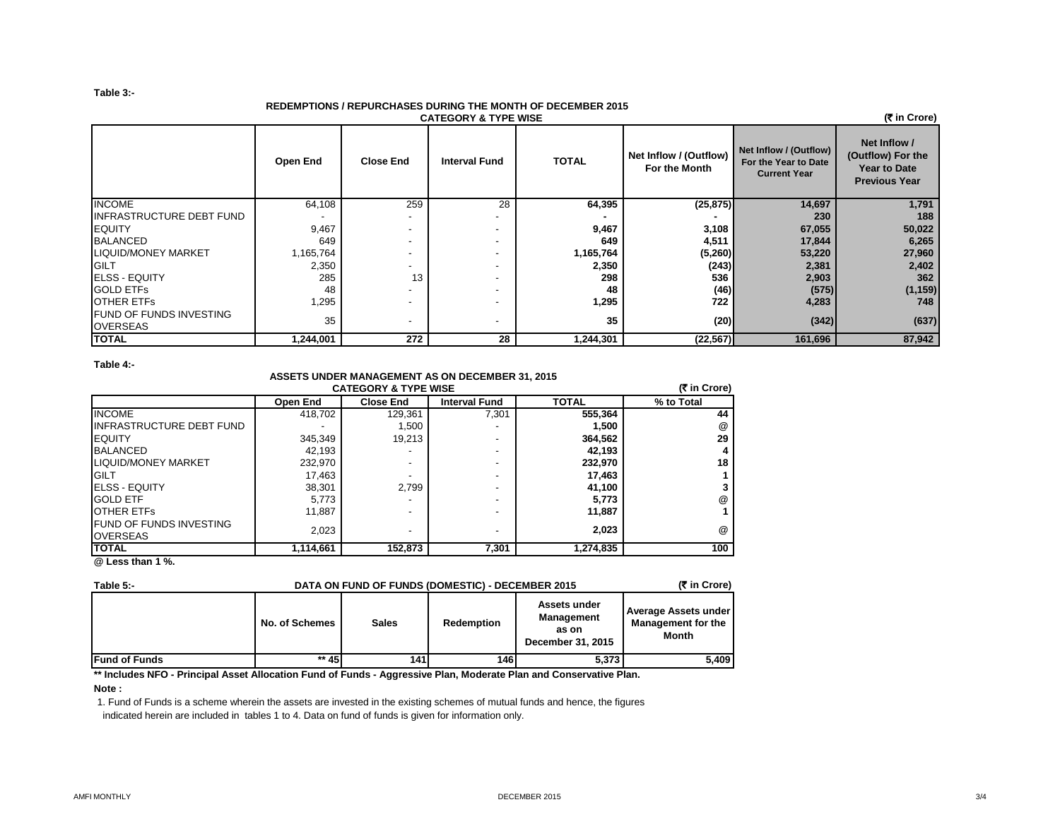**Table 3:-**

**REDEMPTIONS / REPURCHASES DURING THE MONTH OF DECEMBER 2015**
**CATEGORY & TYPE WISE**

**(₹ in Crore)**

| | Open End | Close End | Interval Fund | TOTAL | Net Inflow / (Outflow) For the Month | Net Inflow / (Outflow) For the Year to Date Current Year | Net Inflow / (Outflow) For the Year to Date Previous Year |
|---|---|---|---|---|---|---|---|
| INCOME | 64,108 | 259 | 28 | **64,395** | **(25,875)** | **14,697** | **1,791** |
| INFRASTRUCTURE DEBT FUND | - | - | - | **-** | **-** | **230** | **188** |
| EQUITY | 9,467 | - | - | **9,467** | **3,108** | **67,055** | **50,022** |
| BALANCED | 649 | - | - | **649** | **4,511** | **17,844** | **6,265** |
| LIQUID/MONEY MARKET | 1,165,764 | - | - | **1,165,764** | **(5,260)** | **53,220** | **27,960** |
| GILT | 2,350 | - | - | **2,350** | **(243)** | **2,381** | **2,402** |
| ELSS - EQUITY | 285 | 13 | - | **298** | **536** | **2,903** | **362** |
| GOLD ETFs | 48 | - | - | **48** | **(46)** | **(575)** | **(1,159)** |
| OTHER ETFs | 1,295 | - | - | **1,295** | **722** | **4,283** | **748** |
| FUND OF FUNDS INVESTING OVERSEAS | 35 | - | - | **35** | **(20)** | **(342)** | **(637)** |
| **TOTAL** | **1,244,001** | **272** | **28** | **1,244,301** | **(22,567)** | **161,696** | **87,942** |

**Table 4:-**

**ASSETS UNDER MANAGEMENT AS ON DECEMBER 31, 2015**
**CATEGORY & TYPE WISE**

**(₹ in Crore)**

| | Open End | Close End | Interval Fund | TOTAL | % to Total |
|---|---|---|---|---|---|
| INCOME | 418,702 | 129,361 | 7,301 | **555,364** | **44** |
| INFRASTRUCTURE DEBT FUND | - | 1,500 | - | **1,500** | @ |
| EQUITY | 345,349 | 19,213 | - | **364,562** | **29** |
| BALANCED | 42,193 | - | - | **42,193** | **4** |
| LIQUID/MONEY MARKET | 232,970 | - | - | **232,970** | **18** |
| GILT | 17,463 | - | - | **17,463** | **1** |
| ELSS - EQUITY | 38,301 | 2,799 | - | **41,100** | **3** |
| GOLD ETF | 5,773 | - | - | **5,773** | @ |
| OTHER ETFs | 11,887 | - | - | **11,887** | **1** |
| FUND OF FUNDS INVESTING OVERSEAS | 2,023 | - | - | **2,023** | @ |
| **TOTAL** | **1,114,661** | **152,873** | **7,301** | **1,274,835** | **100** |

**@ Less than 1 %.**

**Table 5:-**

**DATA ON FUND OF FUNDS (DOMESTIC) - DECEMBER 2015**

**(₹ in Crore)**

| | No. of Schemes | Sales | Redemption | Assets under Management as on December 31, 2015 | Average Assets under Management for the Month |
|---|---|---|---|---|---|
| **Fund of Funds** | ** 45 | 141 | 146 | 5,373 | 5,409 |

**** Includes NFO - Principal Asset Allocation Fund of Funds - Aggressive Plan, Moderate Plan and Conservative Plan.**

**Note :**

1. Fund of Funds is a scheme wherein the assets are invested in the existing schemes of mutual funds and hence, the figures indicated herein are included in tables 1 to 4. Data on fund of funds is given for information only.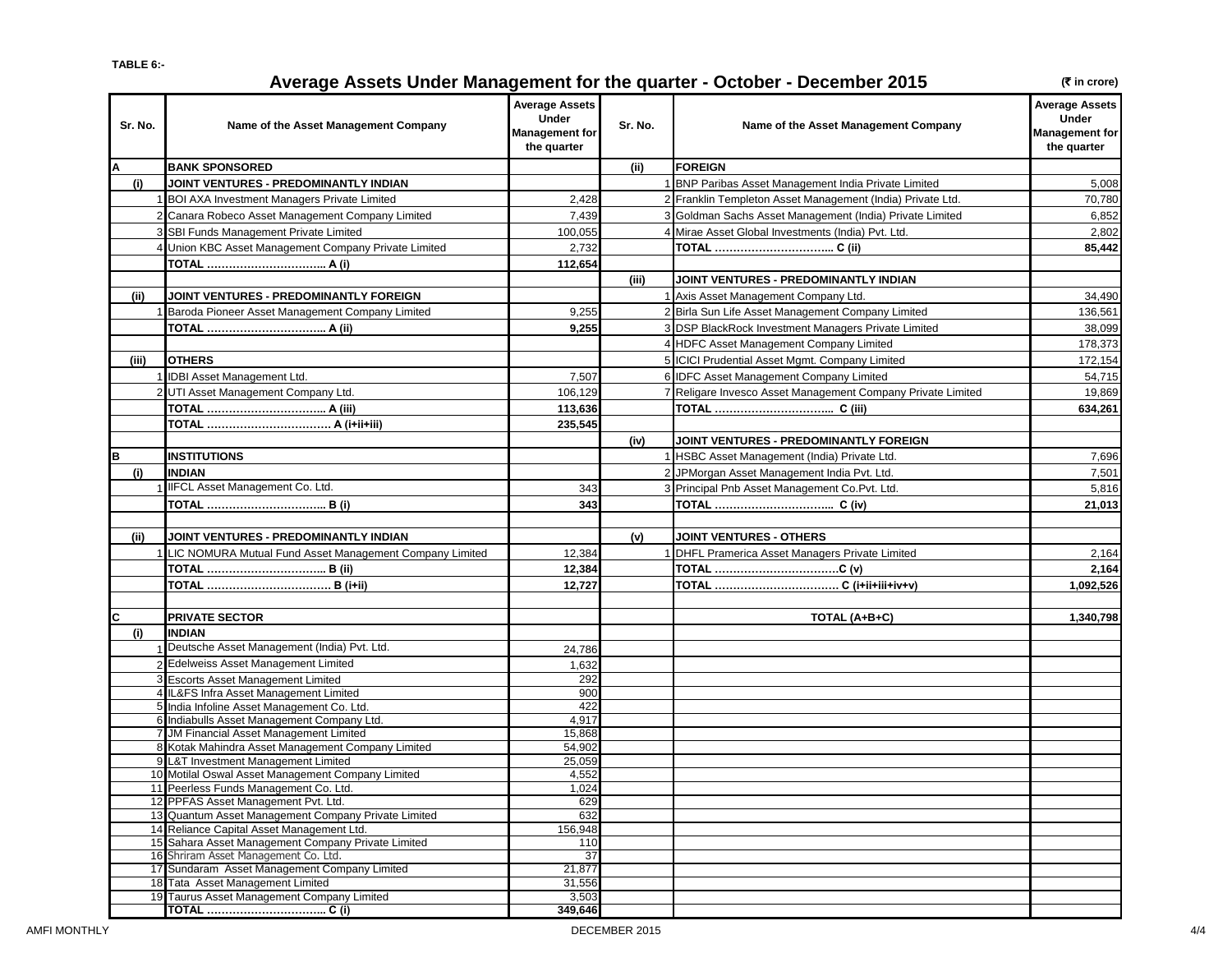TABLE 6:-

## Average Assets Under Management for the quarter - October - December 2015

(₹ in crore)

| Sr. No. | Name of the Asset Management Company | Average Assets Under Management for the quarter | Sr. No. | Name of the Asset Management Company | Average Assets Under Management for the quarter |
|---|---|---|---|---|---|
| **A** | **BANK SPONSORED** | | **(ii)** | **FOREIGN** | |
| **(i)** | **JOINT VENTURES - PREDOMINANTLY INDIAN** | | 1 | BNP Paribas Asset Management India Private Limited | 5,008 |
| 1 | BOI AXA Investment Managers Private Limited | 2,428 | 2 | Franklin Templeton Asset Management (India) Private Ltd. | 70,780 |
| 2 | Canara Robeco Asset Management Company Limited | 7,439 | 3 | Goldman Sachs Asset Management (India) Private Limited | 6,852 |
| 3 | SBI Funds Management Private Limited | 100,055 | 4 | Mirae Asset Global Investments (India) Pvt. Ltd. | 2,802 |
| 4 | Union KBC Asset Management Company Private Limited | 2,732 | | **TOTAL ………………………….. C (ii)** | **85,442** |
| | **TOTAL ………………………….. A (i)** | **112,654** | | | |
| | | | **(iii)** | **JOINT VENTURES - PREDOMINANTLY INDIAN** | |
| **(ii)** | **JOINT VENTURES - PREDOMINANTLY FOREIGN** | | 1 | Axis Asset Management Company Ltd. | 34,490 |
| 1 | Baroda Pioneer Asset Management Company Limited | 9,255 | 2 | Birla Sun Life Asset Management Company Limited | 136,561 |
| | **TOTAL ………………………….. A (ii)** | **9,255** | 3 | DSP BlackRock Investment Managers Private Limited | 38,099 |
| | | | 4 | HDFC Asset Management Company Limited | 178,373 |
| **(iii)** | **OTHERS** | | 5 | ICICI Prudential Asset Mgmt. Company Limited | 172,154 |
| 1 | IDBI Asset Management Ltd. | 7,507 | 6 | IDFC Asset Management Company Limited | 54,715 |
| 2 | UTI Asset Management Company Ltd. | 106,129 | 7 | Religare Invesco Asset Management Company Private Limited | 19,869 |
| | **TOTAL ………………………….. A (iii)** | **113,636** | | **TOTAL ………………………….. C (iii)** | **634,261** |
| | **TOTAL …………………………… A (i+ii+iii)** | **235,545** | | | |
| | | | **(iv)** | **JOINT VENTURES - PREDOMINANTLY FOREIGN** | |
| **B** | **INSTITUTIONS** | | 1 | HSBC Asset Management (India) Private Ltd. | 7,696 |
| **(i)** | **INDIAN** | | 2 | JPMorgan Asset Management India Pvt. Ltd. | 7,501 |
| 1 | IIFCL Asset Management Co. Ltd. | 343 | 3 | Principal Pnb Asset Management Co.Pvt. Ltd. | 5,816 |
| | **TOTAL ………………………….. B (i)** | **343** | | **TOTAL ………………………….. C (iv)** | **21,013** |
| | | | | | |
| **(ii)** | **JOINT VENTURES - PREDOMINANTLY INDIAN** | | **(v)** | **JOINT VENTURES - OTHERS** | |
| 1 | LIC NOMURA Mutual Fund Asset Management Company Limited | 12,384 | 1 | DHFL Pramerica Asset Managers Private Limited | 2,164 |
| | **TOTAL ………………………….. B (ii)** | **12,384** | | **TOTAL …………………………….C (v)** | **2,164** |
| | **TOTAL …………………………… B (i+ii)** | **12,727** | | **TOTAL …………………………… C (i+ii+iii+iv+v)** | **1,092,526** |
| | | | | | |
| **C** | **PRIVATE SECTOR** | | | **TOTAL (A+B+C)** | **1,340,798** |
| **(i)** | **INDIAN** | | | | |
| 1 | Deutsche Asset Management (India) Pvt. Ltd. | 24,786 | | | |
| 2 | Edelweiss Asset Management Limited | 1,632 | | | |
| 3 | Escorts Asset Management Limited | 292 | | | |
| 4 | IL&FS Infra Asset Management Limited | 900 | | | |
| 5 | India Infoline Asset Management Co. Ltd. | 422 | | | |
| 6 | Indiabulls Asset Management Company Ltd. | 4,917 | | | |
| 7 | JM Financial Asset Management Limited | 15,868 | | | |
| 8 | Kotak Mahindra Asset Management Company Limited | 54,902 | | | |
| 9 | L&T Investment Management Limited | 25,059 | | | |
| 10 | Motilal Oswal Asset Management Company Limited | 4,552 | | | |
| 11 | Peerless Funds Management Co. Ltd. | 1,024 | | | |
| 12 | PPFAS Asset Management Pvt. Ltd. | 629 | | | |
| 13 | Quantum Asset Management Company Private Limited | 632 | | | |
| 14 | Reliance Capital Asset Management Ltd. | 156,948 | | | |
| 15 | Sahara Asset Management Company Private Limited | 110 | | | |
| 16 | Shriram Asset Management Co. Ltd. | 37 | | | |
| 17 | Sundaram Asset Management Company Limited | 21,877 | | | |
| 18 | Tata Asset Management Limited | 31,556 | | | |
| 19 | Taurus Asset Management Company Limited | 3,503 | | | |
| | **TOTAL ………………………….. C (i)** | **349,646** | | | |

AMFI MONTHLY DECEMBER 2015